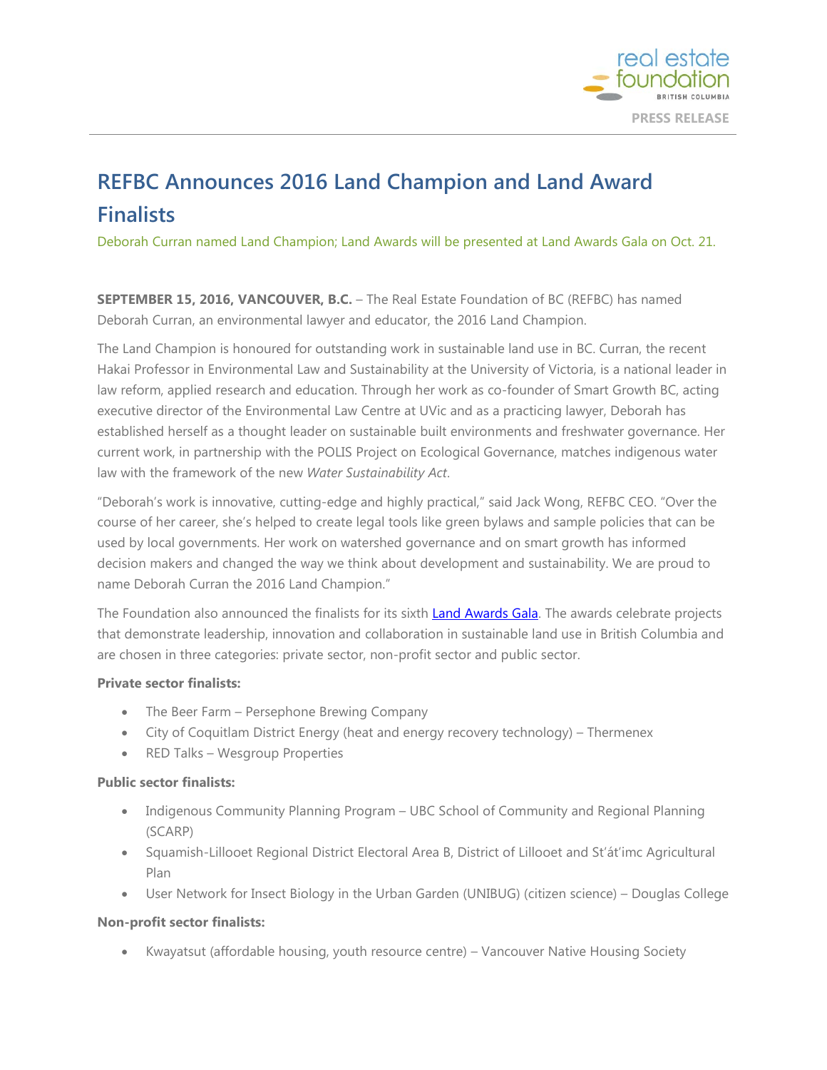PRESS RELEASE

# REFBC Announces 2016 Land Champion and Land Award Finalists

Deborah Curran named Land Champion; Land Awards will be presented at Land Awards Gala on Oct. 21.

**SEPTEMBER 15, 2016, VANCOUVER, B.C.** – The Real Estate Foundation of BC (REFBC) has named Deborah Curran, an environmental lawyer and educator, the 2016 Land Champion.

The Land Champion is honoured for outstanding work in sustainable land use in BC. Curran, the recent Hakai Professor in Environmental Law and Sustainability at the University of Victoria, is a national leader in law reform, applied research and education. Through her work as co-founder of Smart Growth BC, acting executive director of the Environmental Law Centre at UVic and as a practicing lawyer, Deborah has established herself as a thought leader on sustainable built environments and freshwater governance. Her current work, in partnership with the POLIS Project on Ecological Governance, matches indigenous water law with the framework of the new *Water Sustainability Act*.

"Deborah's work is innovative, cutting-edge and highly practical," said Jack Wong, REFBC CEO. "Over the course of her career, she's helped to create legal tools like green bylaws and sample policies that can be used by local governments. Her work on watershed governance and on smart growth has informed decision makers and changed the way we think about development and sustainability. We are proud to name Deborah Curran the 2016 Land Champion."

The Foundation also announced the finalists for its sixth Land Awards Gala. The awards celebrate projects that demonstrate leadership, innovation and collaboration in sustainable land use in British Columbia and are chosen in three categories: private sector, non-profit sector and public sector.

**Private sector finalists:**

- The Beer Farm – Persephone Brewing Company
- City of Coquitlam District Energy (heat and energy recovery technology) – Thermenex
- RED Talks – Wesgroup Properties

**Public sector finalists:**

- Indigenous Community Planning Program – UBC School of Community and Regional Planning (SCARP)
- Squamish-Lillooet Regional District Electoral Area B, District of Lillooet and St'át'imc Agricultural Plan
- User Network for Insect Biology in the Urban Garden (UNIBUG) (citizen science) – Douglas College

**Non-profit sector finalists:**

- Kwayatsut (affordable housing, youth resource centre) – Vancouver Native Housing Society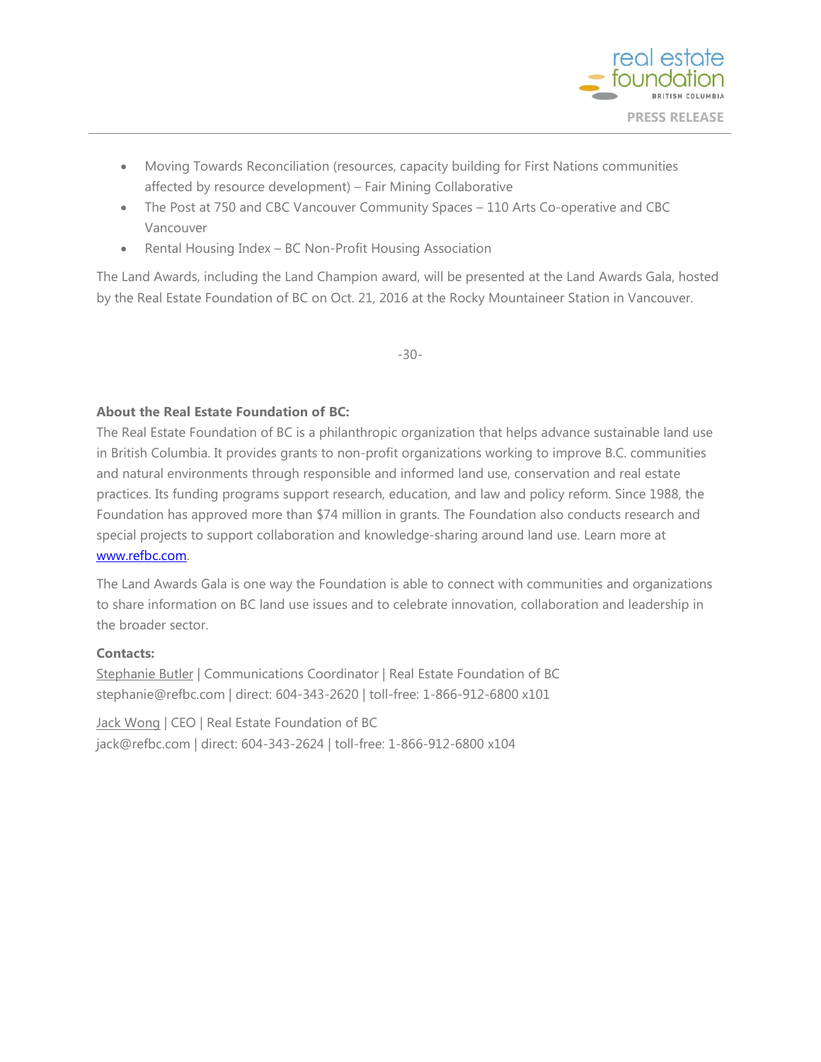- Moving Towards Reconciliation (resources, capacity building for First Nations communities affected by resource development) – Fair Mining Collaborative
- The Post at 750 and CBC Vancouver Community Spaces – 110 Arts Co-operative and CBC Vancouver
- Rental Housing Index – BC Non-Profit Housing Association

The Land Awards, including the Land Champion award, will be presented at the Land Awards Gala, hosted by the Real Estate Foundation of BC on Oct. 21, 2016 at the Rocky Mountaineer Station in Vancouver.

-30-

**About the Real Estate Foundation of BC:**

The Real Estate Foundation of BC is a philanthropic organization that helps advance sustainable land use in British Columbia. It provides grants to non-profit organizations working to improve B.C. communities and natural environments through responsible and informed land use, conservation and real estate practices. Its funding programs support research, education, and law and policy reform. Since 1988, the Foundation has approved more than $74 million in grants. The Foundation also conducts research and special projects to support collaboration and knowledge-sharing around land use. Learn more at [www.refbc.com](http://www.refbc.com).

The Land Awards Gala is one way the Foundation is able to connect with communities and organizations to share information on BC land use issues and to celebrate innovation, collaboration and leadership in the broader sector.

**Contacts:**

Stephanie Butler | Communications Coordinator | Real Estate Foundation of BC
stephanie@refbc.com | direct: 604-343-2620 | toll-free: 1-866-912-6800 x101

Jack Wong | CEO | Real Estate Foundation of BC
jack@refbc.com | direct: 604-343-2624 | toll-free: 1-866-912-6800 x104